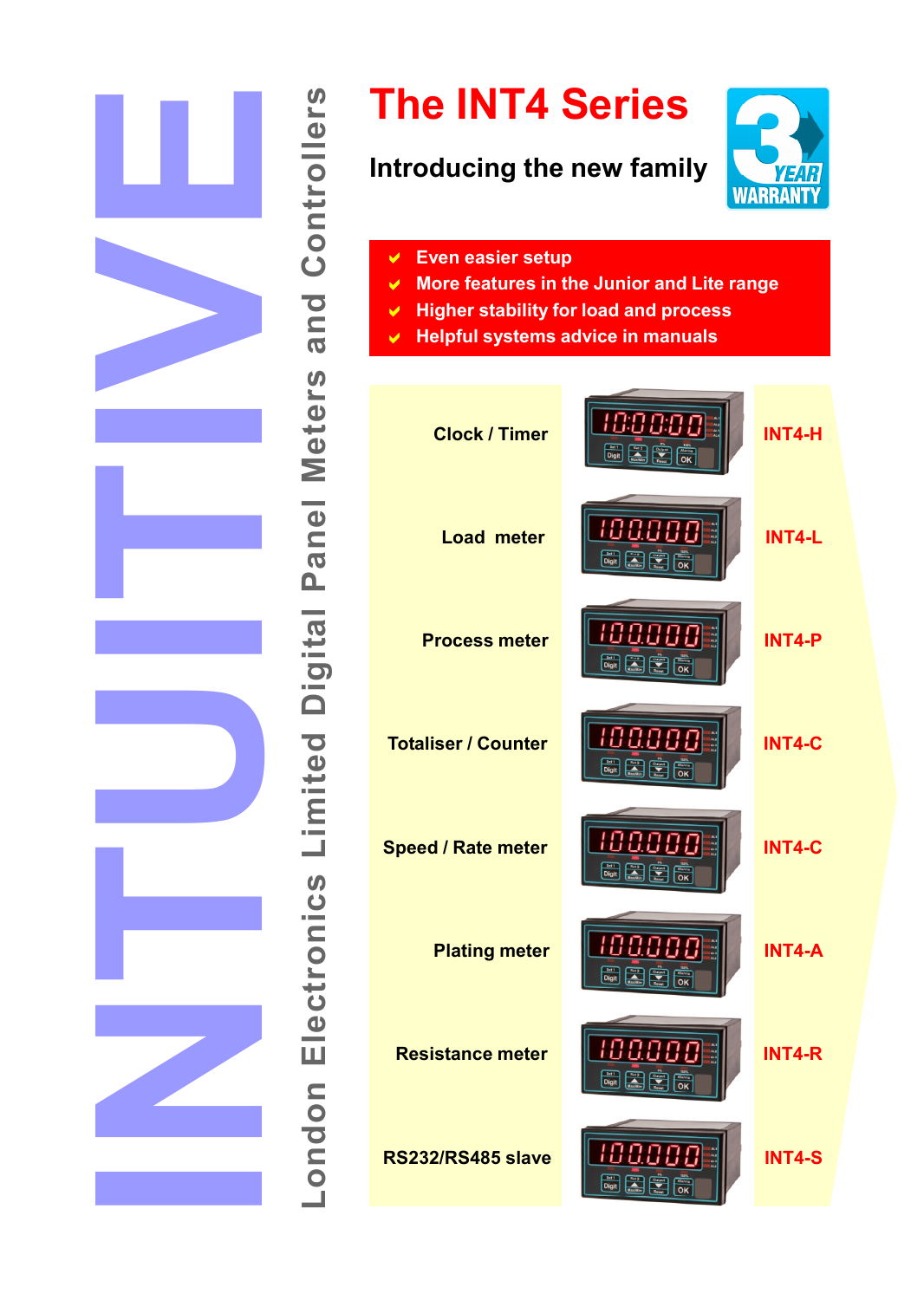# INTUITIVE

London Electronics Limited Digital Panel Meters and Controllers

# The INT4 Series

## Introducing the new family

3 YEAR WARRANTY

- Even easier setup
- More features in the Junior and Lite range
- Higher stability for load and process
- Helpful systems advice in manuals

| Function | Model |
| --- | --- |
| Clock / Timer | INT4-H |
| Load meter | INT4-L |
| Process meter | INT4-P |
| Totaliser / Counter | INT4-C |
| Speed / Rate meter | INT4-C |
| Plating meter | INT4-A |
| Resistance meter | INT4-R |
| RS232/RS485 slave | INT4-S |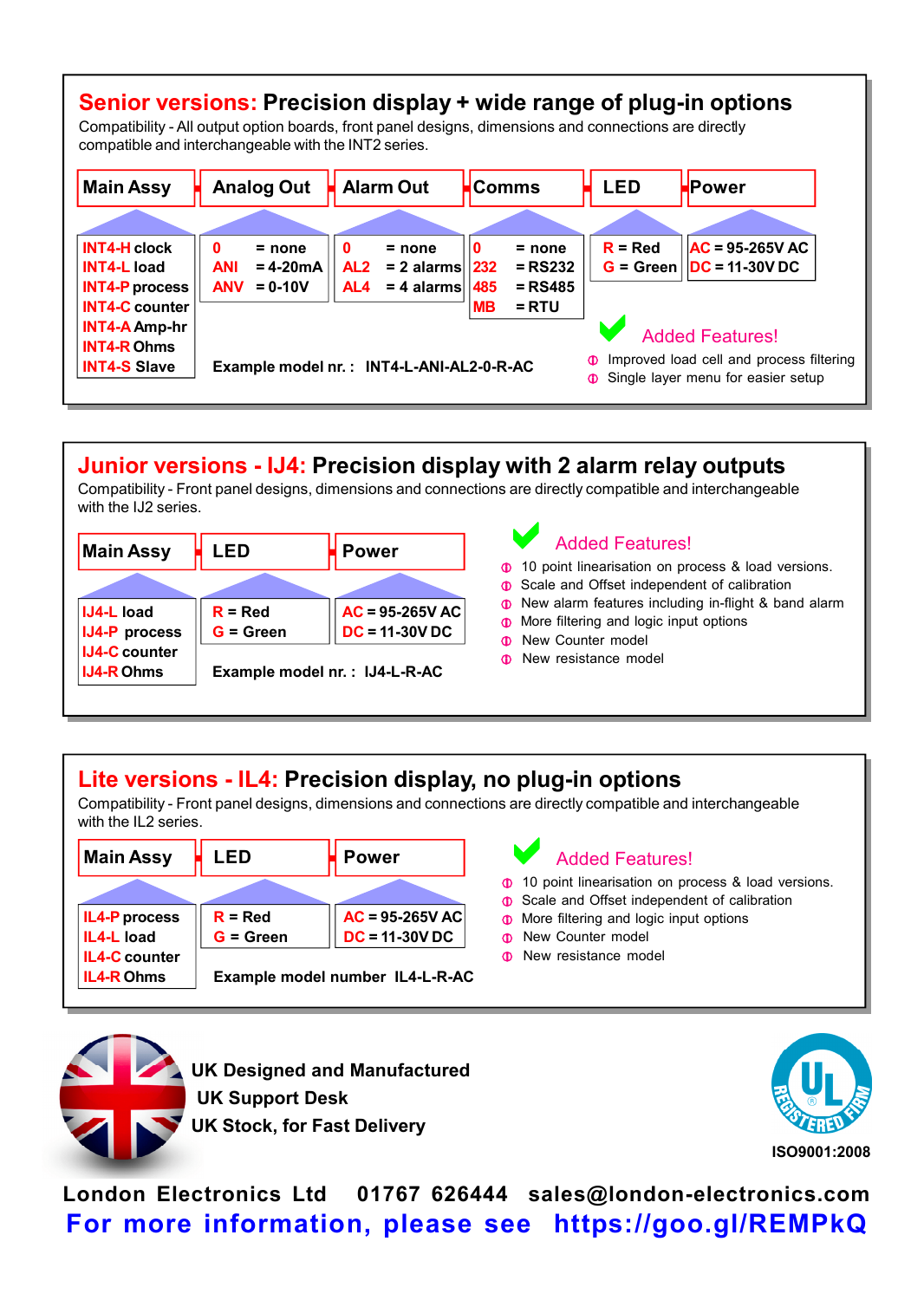## Senior versions: Precision display + wide range of plug-in options

Compatibility - All output option boards, front panel designs, dimensions and connections are directly compatible and interchangeable with the INT2 series.

| Main Assy | Analog Out | Alarm Out | Comms | LED | Power |
|---|---|---|---|---|---|
| INT4-H clock | 0 = none | 0 = none | 0 = none | R = Red | AC = 95-265V AC |
| INT4-L load | ANI = 4-20mA | AL2 = 2 alarms | 232 = RS232 | G = Green | DC = 11-30V DC |
| INT4-P process | ANV = 0-10V | AL4 = 4 alarms | 485 = RS485 | | |
| INT4-C counter | | | MB = RTU | | |
| INT4-A Amp-hr | | | | | |
| INT4-R Ohms | | | | | |
| INT4-S Slave | | | | | |

Example model nr. : INT4-L-ANI-AL2-0-R-AC

**Added Features!**

- Improved load cell and process filtering
- Single layer menu for easier setup

## Junior versions - IJ4: Precision display with 2 alarm relay outputs

Compatibility - Front panel designs, dimensions and connections are directly compatible and interchangeable with the IJ2 series.

| Main Assy | LED | Power |
|---|---|---|
| IJ4-L load | R = Red | AC = 95-265V AC |
| IJ4-P process | G = Green | DC = 11-30V DC |
| IJ4-C counter | | |
| IJ4-R Ohms | | |

Example model nr. : IJ4-L-R-AC

**Added Features!**

- 10 point linearisation on process & load versions.
- Scale and Offset independent of calibration
- New alarm features including in-flight & band alarm
- More filtering and logic input options
- New Counter model
- New resistance model

## Lite versions - IL4: Precision display, no plug-in options

Compatibility - Front panel designs, dimensions and connections are directly compatible and interchangeable with the IL2 series.

| Main Assy | LED | Power |
|---|---|---|
| IL4-P process | R = Red | AC = 95-265V AC |
| IL4-L load | G = Green | DC = 11-30V DC |
| IL4-C counter | | |
| IL4-R Ohms | | |

Example model number IL4-L-R-AC

**Added Features!**

- 10 point linearisation on process & load versions.
- Scale and Offset independent of calibration
- More filtering and logic input options
- New Counter model
- New resistance model

**UK Designed and Manufactured**
**UK Support Desk**
**UK Stock, for Fast Delivery**

UL REGISTERED FIRM
ISO9001:2008

**London Electronics Ltd 01767 626444 sales@london-electronics.com**

**For more information, please see https://goo.gl/REMPkQ**